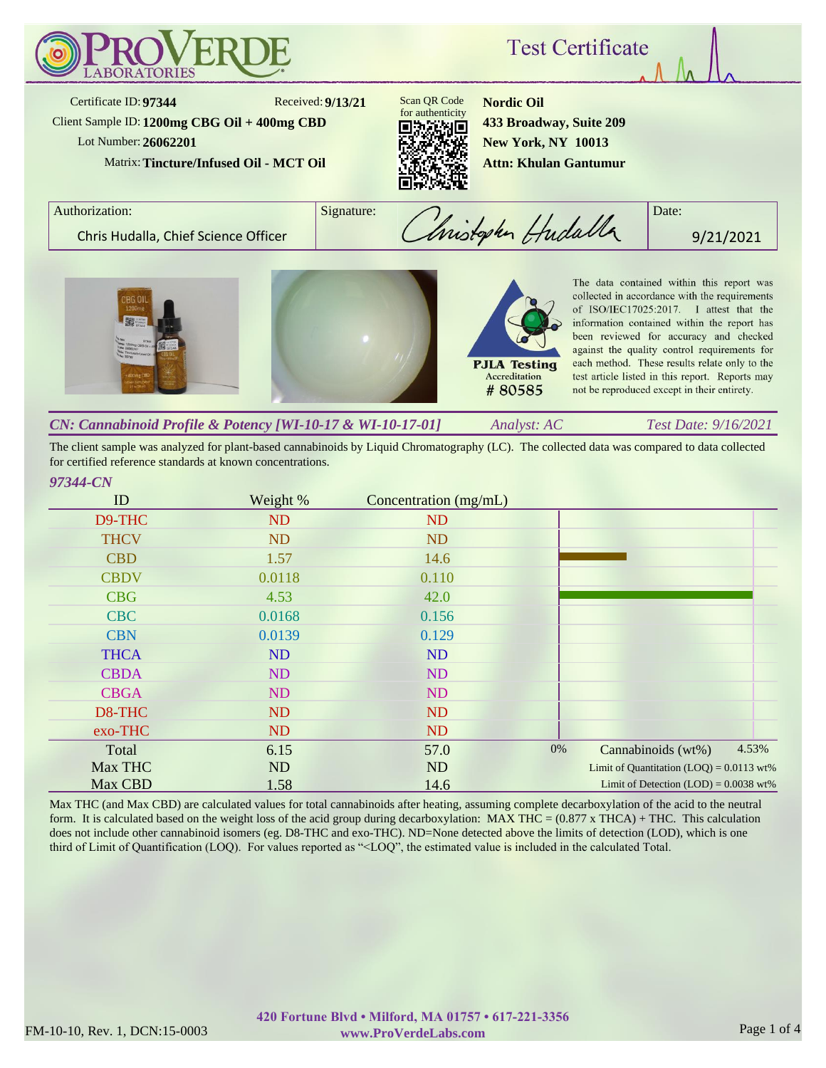# ProVerde Laboratories

## Test Certificate

Certificate ID: **97344**
Received: **9/13/21**
Client Sample ID: **1200mg CBG Oil + 400mg CBD**
Lot Number: **26062201**
Matrix: **Tincture/Infused Oil - MCT Oil**

Scan QR Code for authenticity

**Nordic Oil**
**433 Broadway, Suite 209**
**New York, NY 10013**
**Attn: Khulan Gantumur**

| Authorization: | Signature: | Date: |
|---|---|---|
| Chris Hudalla, Chief Science Officer | Christopher Hudalla | 9/21/2021 |

PJLA Testing Accreditation # 80585

The data contained within this report was collected in accordance with the requirements of ISO/IEC17025:2017. I attest that the information contained within the report has been reviewed for accuracy and checked against the quality control requirements for each method. These results relate only to the test article listed in this report. Reports may not be reproduced except in their entirety.

### *CN: Cannabinoid Profile & Potency [WI-10-17 & WI-10-17-01]*

*Analyst: AC* *Test Date: 9/16/2021*

The client sample was analyzed for plant-based cannabinoids by Liquid Chromatography (LC). The collected data was compared to data collected for certified reference standards at known concentrations.

*97344-CN*

| ID | Weight % | Concentration (mg/mL) |
|---|---|---|
| D9-THC | ND | ND |
| THCV | ND | ND |
| CBD | 1.57 | 14.6 |
| CBDV | 0.0118 | 0.110 |
| CBG | 4.53 | 42.0 |
| CBC | 0.0168 | 0.156 |
| CBN | 0.0139 | 0.129 |
| THCA | ND | ND |
| CBDA | ND | ND |
| CBGA | ND | ND |
| D8-THC | ND | ND |
| exo-THC | ND | ND |
| Total | 6.15 | 57.0 |
| Max THC | ND | ND |
| Max CBD | 1.58 | 14.6 |

Cannabinoids (wt%): 0% – 4.53%
Limit of Quantitation (LOQ) = 0.0113 wt%
Limit of Detection (LOD) = 0.0038 wt%

Max THC (and Max CBD) are calculated values for total cannabinoids after heating, assuming complete decarboxylation of the acid to the neutral form. It is calculated based on the weight loss of the acid group during decarboxylation: MAX THC = (0.877 x THCA) + THC. This calculation does not include other cannabinoid isomers (eg. D8-THC and exo-THC). ND=None detected above the limits of detection (LOD), which is one third of Limit of Quantification (LOQ). For values reported as "<LOQ", the estimated value is included in the calculated Total.

**420 Fortune Blvd • Milford, MA 01757 • 617-221-3356**
**www.ProVerdeLabs.com**

FM-10-10, Rev. 1, DCN:15-0003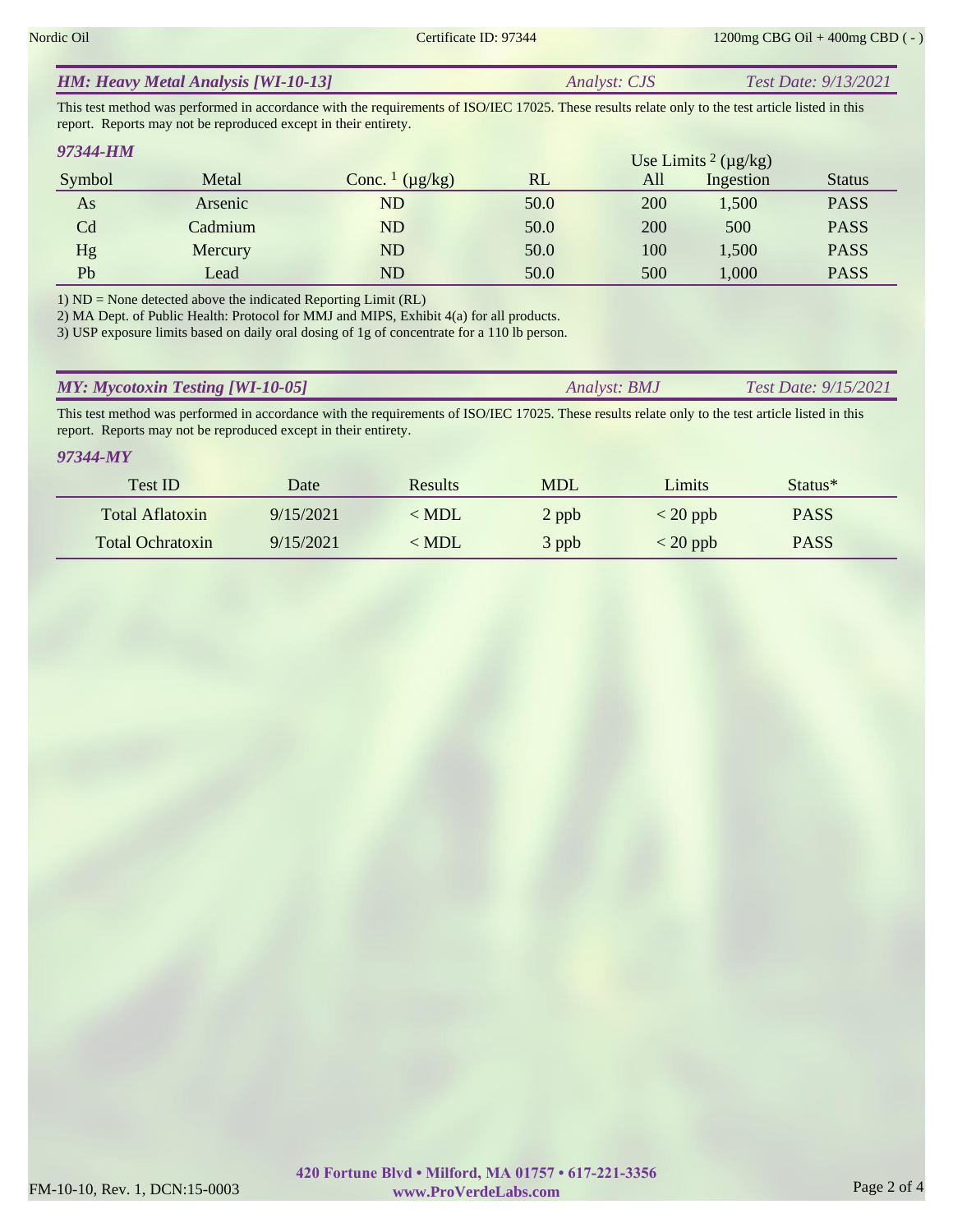## *HM: Heavy Metal Analysis [WI-10-13]* — *Analyst: CJS* — *Test Date: 9/13/2021*

This test method was performed in accordance with the requirements of ISO/IEC 17025. These results relate only to the test article listed in this report. Reports may not be reproduced except in their entirety.

### *97344-HM*

| Symbol | Metal | Conc. [1] (μg/kg) | RL | Use Limits [2] (μg/kg) All | Use Limits [2] (μg/kg) Ingestion | Status |
|---|---|---|---|---|---|---|
| As | Arsenic | ND | 50.0 | 200 | 1,500 | PASS |
| Cd | Cadmium | ND | 50.0 | 200 | 500 | PASS |
| Hg | Mercury | ND | 50.0 | 100 | 1,500 | PASS |
| Pb | Lead | ND | 50.0 | 500 | 1,000 | PASS |

1) ND = None detected above the indicated Reporting Limit (RL)
2) MA Dept. of Public Health: Protocol for MMJ and MIPS, Exhibit 4(a) for all products.
3) USP exposure limits based on daily oral dosing of 1g of concentrate for a 110 lb person.

## *MY: Mycotoxin Testing [WI-10-05]* — *Analyst: BMJ* — *Test Date: 9/15/2021*

This test method was performed in accordance with the requirements of ISO/IEC 17025. These results relate only to the test article listed in this report. Reports may not be reproduced except in their entirety.

### *97344-MY*

| Test ID | Date | Results | MDL | Limits | Status* |
|---|---|---|---|---|---|
| Total Aflatoxin | 9/15/2021 | < MDL | 2 ppb | < 20 ppb | PASS |
| Total Ochratoxin | 9/15/2021 | < MDL | 3 ppb | < 20 ppb | PASS |

**420 Fortune Blvd • Milford, MA 01757 • 617-221-3356**
**www.ProVerdeLabs.com**

FM-10-10, Rev. 1, DCN:15-0003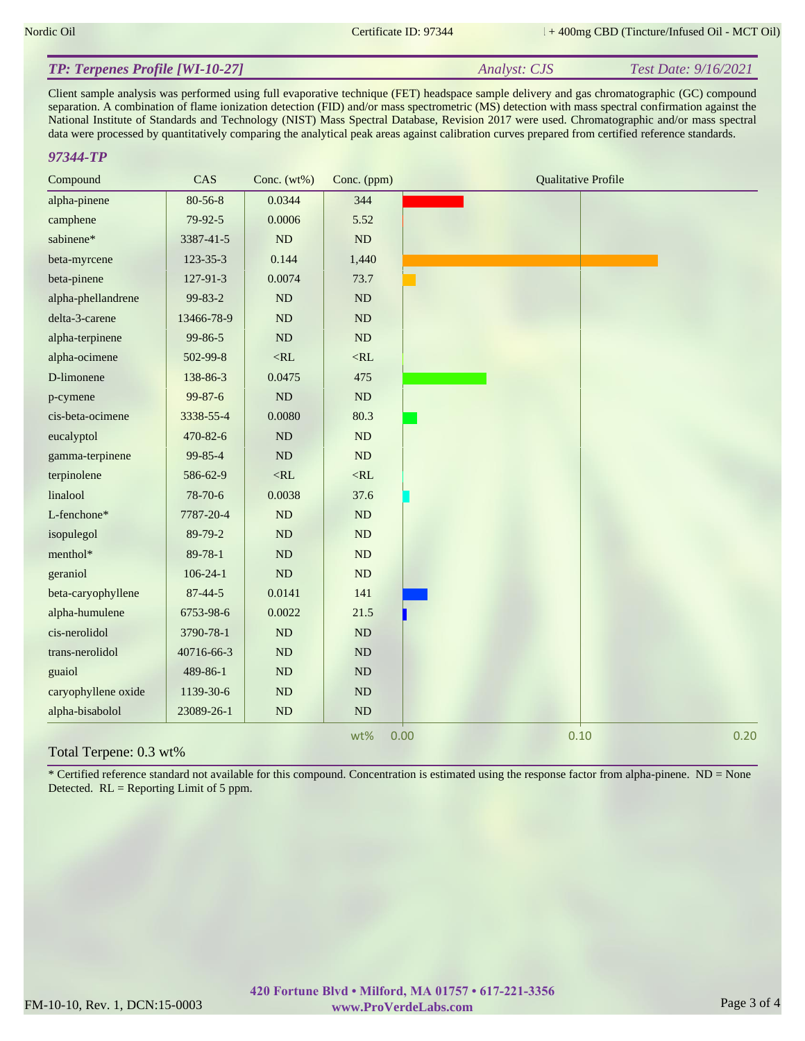## TP: Terpenes Profile [WI-10-27]

*Analyst: CJS* *Test Date: 9/16/2021*

Client sample analysis was performed using full evaporative technique (FET) headspace sample delivery and gas chromatographic (GC) compound separation. A combination of flame ionization detection (FID) and/or mass spectrometric (MS) detection with mass spectral confirmation against the National Institute of Standards and Technology (NIST) Mass Spectral Database, Revision 2017 were used. Chromatographic and/or mass spectral data were processed by quantitatively comparing the analytical peak areas against calibration curves prepared from certified reference standards.

### 97344-TP

| Compound | CAS | Conc. (wt%) | Conc. (ppm) |
|---|---|---|---|
| alpha-pinene | 80-56-8 | 0.0344 | 344 |
| camphene | 79-92-5 | 0.0006 | 5.52 |
| sabinene* | 3387-41-5 | ND | ND |
| beta-myrcene | 123-35-3 | 0.144 | 1,440 |
| beta-pinene | 127-91-3 | 0.0074 | 73.7 |
| alpha-phellandrene | 99-83-2 | ND | ND |
| delta-3-carene | 13466-78-9 | ND | ND |
| alpha-terpinene | 99-86-5 | ND | ND |
| alpha-ocimene | 502-99-8 | <RL | <RL |
| D-limonene | 138-86-3 | 0.0475 | 475 |
| p-cymene | 99-87-6 | ND | ND |
| cis-beta-ocimene | 3338-55-4 | 0.0080 | 80.3 |
| eucalyptol | 470-82-6 | ND | ND |
| gamma-terpinene | 99-85-4 | ND | ND |
| terpinolene | 586-62-9 | <RL | <RL |
| linalool | 78-70-6 | 0.0038 | 37.6 |
| L-fenchone* | 7787-20-4 | ND | ND |
| isopulegol | 89-79-2 | ND | ND |
| menthol* | 89-78-1 | ND | ND |
| geraniol | 106-24-1 | ND | ND |
| beta-caryophyllene | 87-44-5 | 0.0141 | 141 |
| alpha-humulene | 6753-98-6 | 0.0022 | 21.5 |
| cis-nerolidol | 3790-78-1 | ND | ND |
| trans-nerolidol | 40716-66-3 | ND | ND |
| guaiol | 489-86-1 | ND | ND |
| caryophyllene oxide | 1139-30-6 | ND | ND |
| alpha-bisabolol | 23089-26-1 | ND | ND |

Total Terpene: 0.3 wt%

* Certified reference standard not available for this compound. Concentration is estimated using the response factor from alpha-pinene. ND = None Detected. RL = Reporting Limit of 5 ppm.

**420 Fortune Blvd • Milford, MA 01757 • 617-221-3356**
**www.ProVerdeLabs.com**

FM-10-10, Rev. 1, DCN:15-0003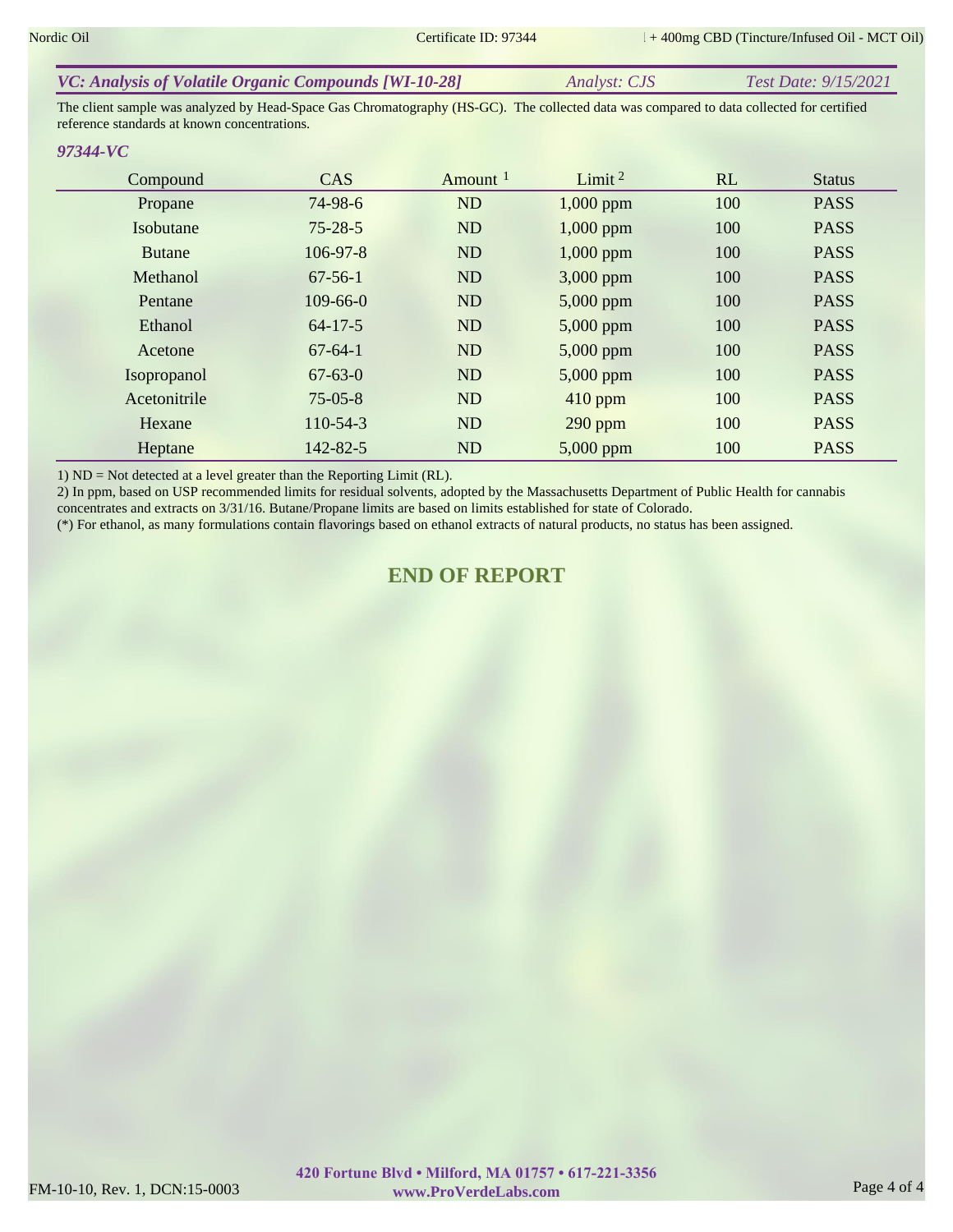## VC: Analysis of Volatile Organic Compounds [WI-10-28] *Analyst: CJS* *Test Date: 9/15/2021*

The client sample was analyzed by Head-Space Gas Chromatography (HS-GC). The collected data was compared to data collected for certified reference standards at known concentrations.

### *97344-VC*

| Compound | CAS | Amount [1] | Limit [2] | RL | Status |
|---|---|---|---|---|---|
| Propane | 74-98-6 | ND | 1,000 ppm | 100 | PASS |
| Isobutane | 75-28-5 | ND | 1,000 ppm | 100 | PASS |
| Butane | 106-97-8 | ND | 1,000 ppm | 100 | PASS |
| Methanol | 67-56-1 | ND | 3,000 ppm | 100 | PASS |
| Pentane | 109-66-0 | ND | 5,000 ppm | 100 | PASS |
| Ethanol | 64-17-5 | ND | 5,000 ppm | 100 | PASS |
| Acetone | 67-64-1 | ND | 5,000 ppm | 100 | PASS |
| Isopropanol | 67-63-0 | ND | 5,000 ppm | 100 | PASS |
| Acetonitrile | 75-05-8 | ND | 410 ppm | 100 | PASS |
| Hexane | 110-54-3 | ND | 290 ppm | 100 | PASS |
| Heptane | 142-82-5 | ND | 5,000 ppm | 100 | PASS |

1) ND = Not detected at a level greater than the Reporting Limit (RL).
2) In ppm, based on USP recommended limits for residual solvents, adopted by the Massachusetts Department of Public Health for cannabis concentrates and extracts on 3/31/16. Butane/Propane limits are based on limits established for state of Colorado.
(*) For ethanol, as many formulations contain flavorings based on ethanol extracts of natural products, no status has been assigned.

## END OF REPORT

FM-10-10, Rev. 1, DCN:15-0003

420 Fortune Blvd • Milford, MA 01757 • 617-221-3356
www.ProVerdeLabs.com